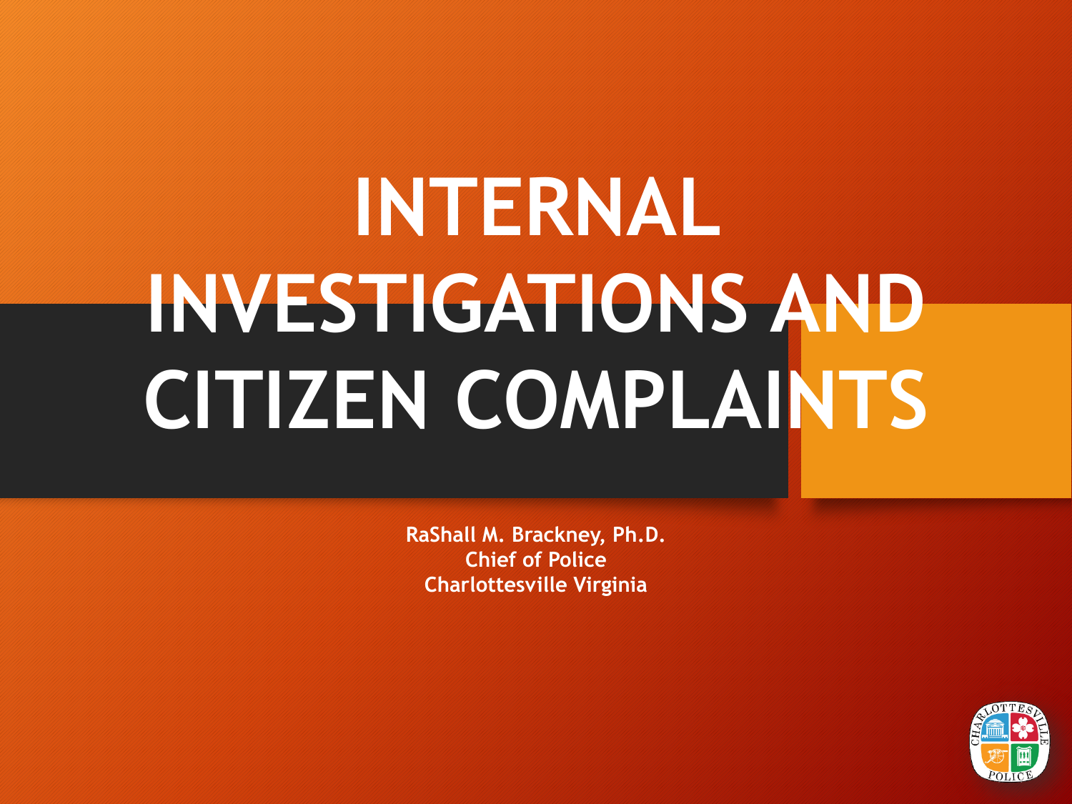# INTERNAL INVESTIGATIONS AND CITIZEN COMPLAINTS

**RaShall M. Brackney, Ph.D.**
**Chief of Police**
**Charlottesville Virginia**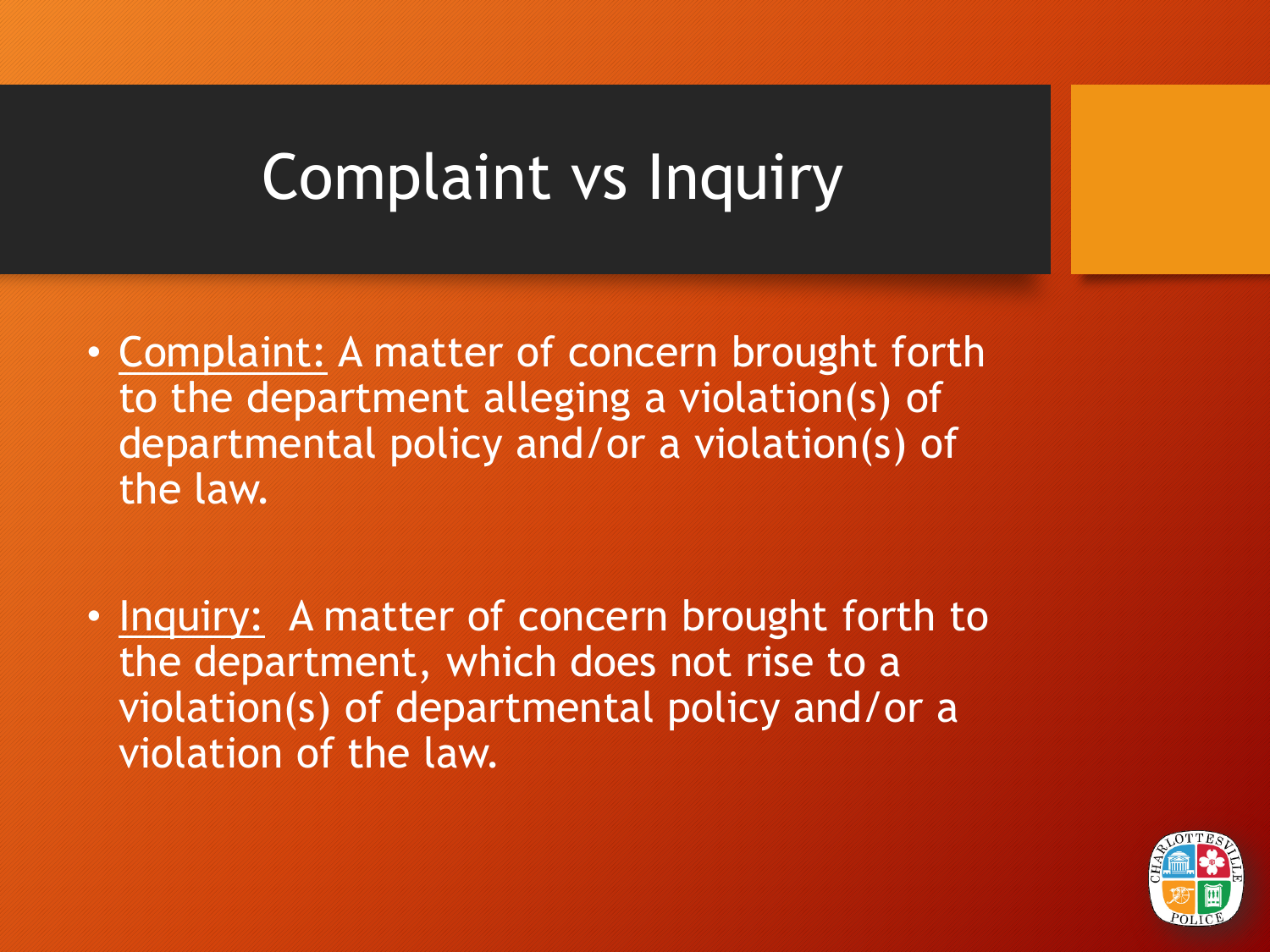# Complaint vs Inquiry

- Complaint: A matter of concern brought forth to the department alleging a violation(s) of departmental policy and/or a violation(s) of the law.

- Inquiry: A matter of concern brought forth to the department, which does not rise to a violation(s) of departmental policy and/or a violation of the law.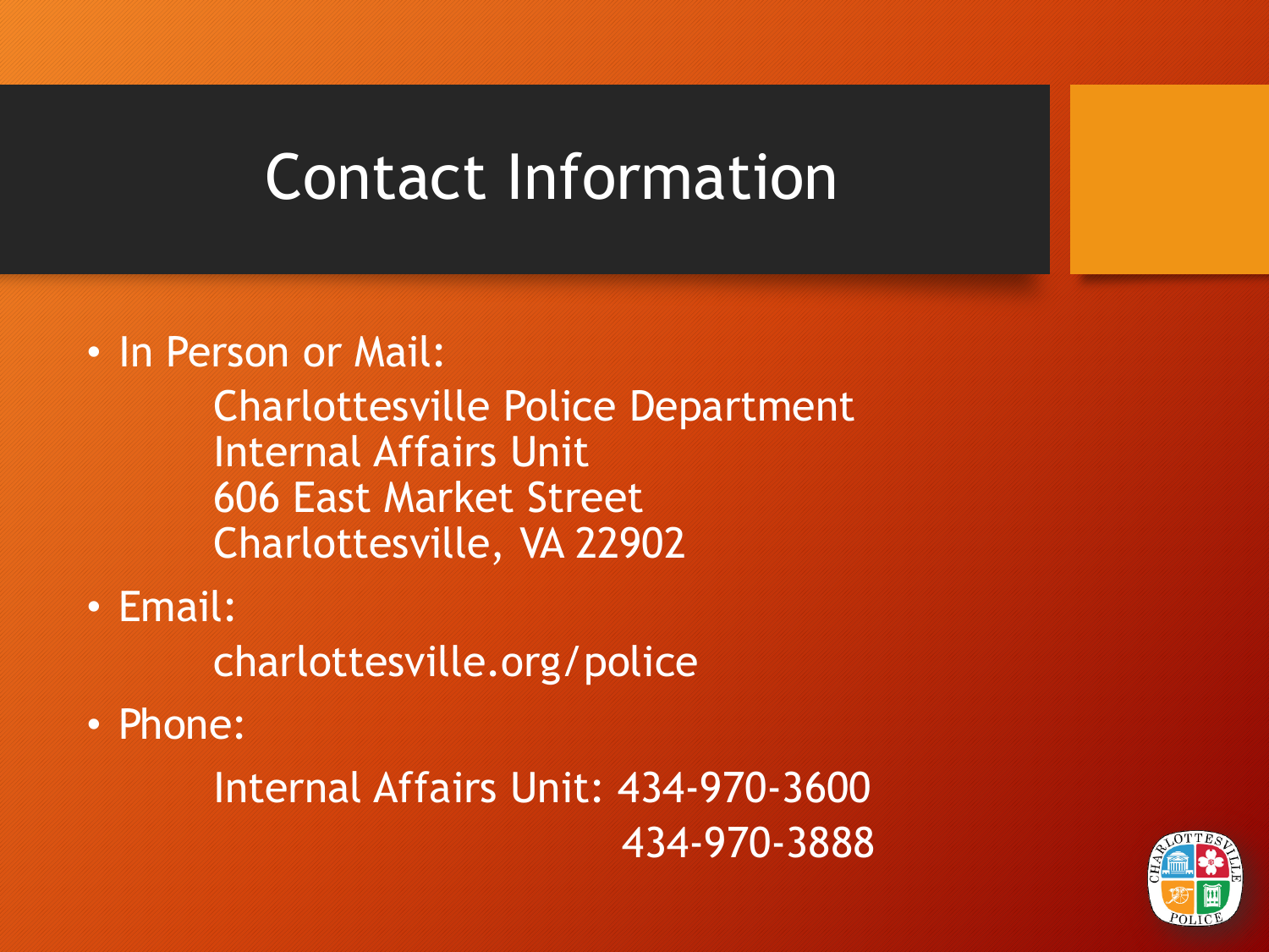# Contact Information

- In Person or Mail:

  Charlottesville Police Department
  Internal Affairs Unit
  606 East Market Street
  Charlottesville, VA 22902

- Email:

  charlottesville.org/police

- Phone:

  Internal Affairs Unit: 434-970-3600
  434-970-3888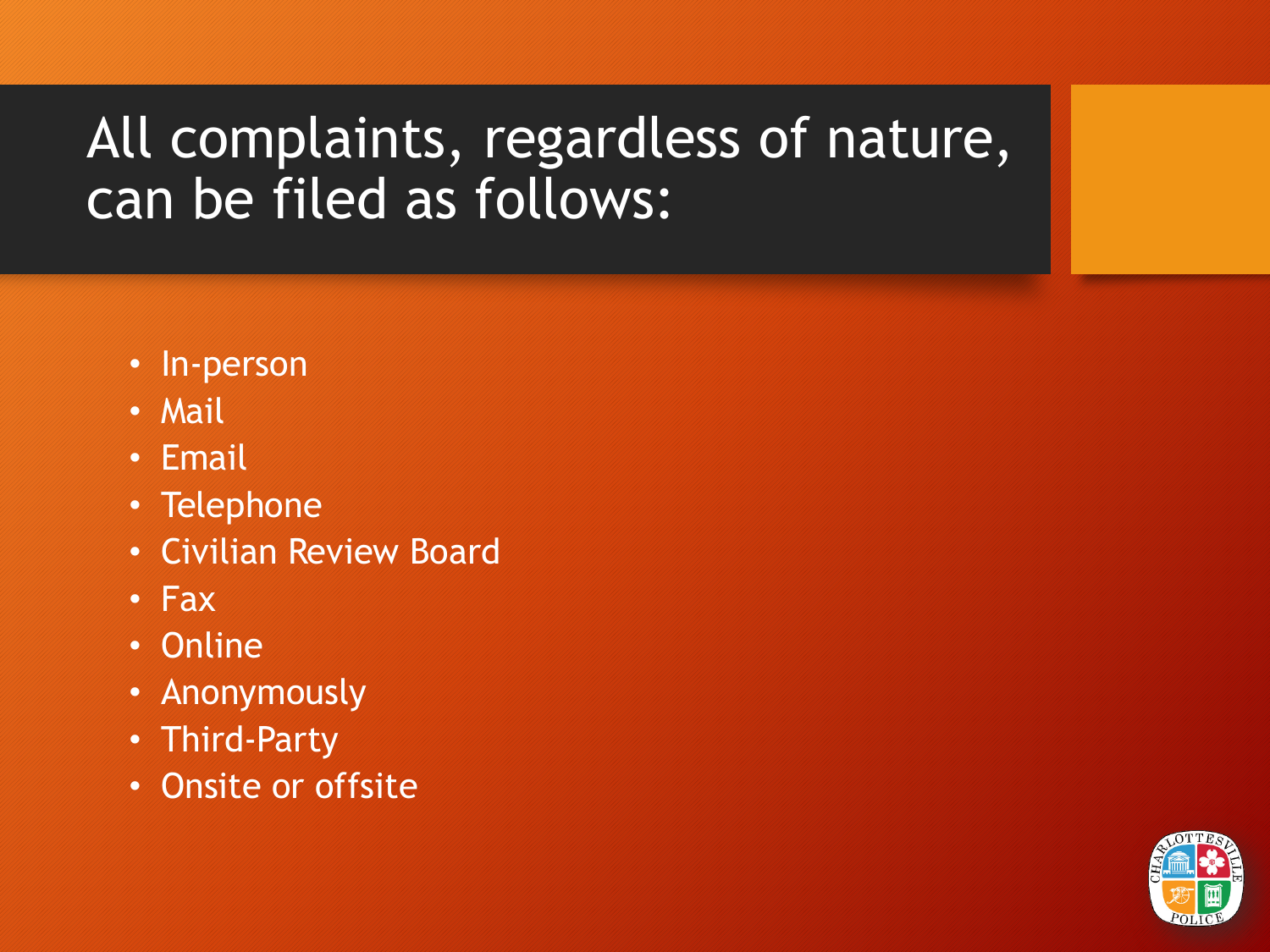# All complaints, regardless of nature, can be filed as follows:

- In-person
- Mail
- Email
- Telephone
- Civilian Review Board
- Fax
- Online
- Anonymously
- Third-Party
- Onsite or offsite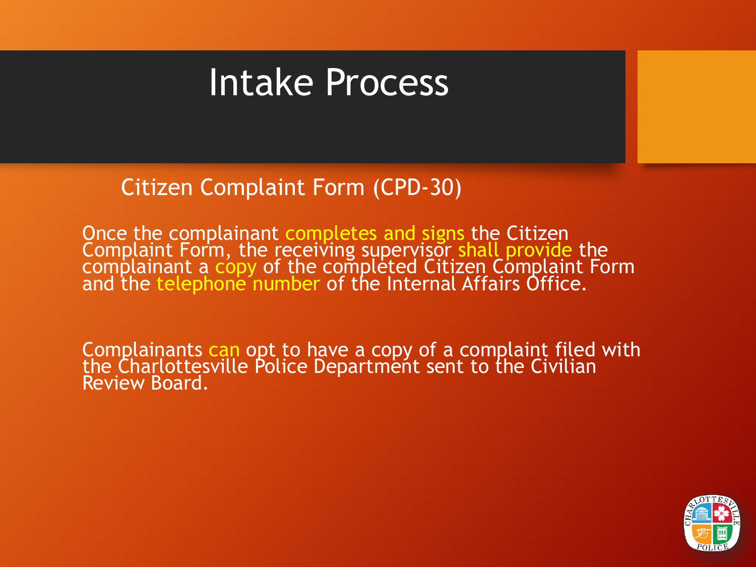# Intake Process

## Citizen Complaint Form (CPD-30)

Once the complainant completes and signs the Citizen Complaint Form, the receiving supervisor shall provide the complainant a copy of the completed Citizen Complaint Form and the telephone number of the Internal Affairs Office.

Complainants can opt to have a copy of a complaint filed with the Charlottesville Police Department sent to the Civilian Review Board.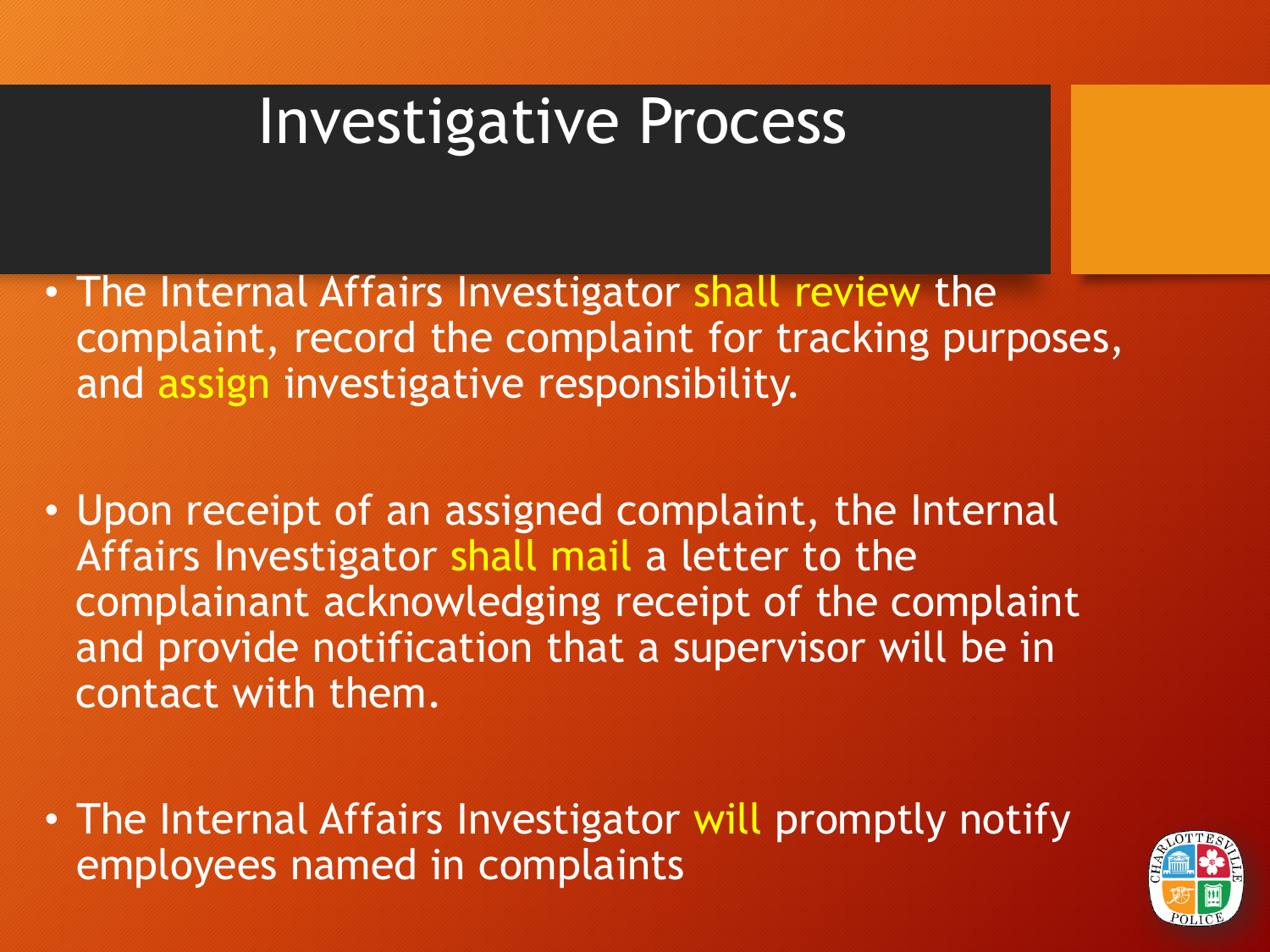# Investigative Process

- The Internal Affairs Investigator shall review the complaint, record the complaint for tracking purposes, and assign investigative responsibility.

- Upon receipt of an assigned complaint, the Internal Affairs Investigator shall mail a letter to the complainant acknowledging receipt of the complaint and provide notification that a supervisor will be in contact with them.

- The Internal Affairs Investigator will promptly notify employees named in complaints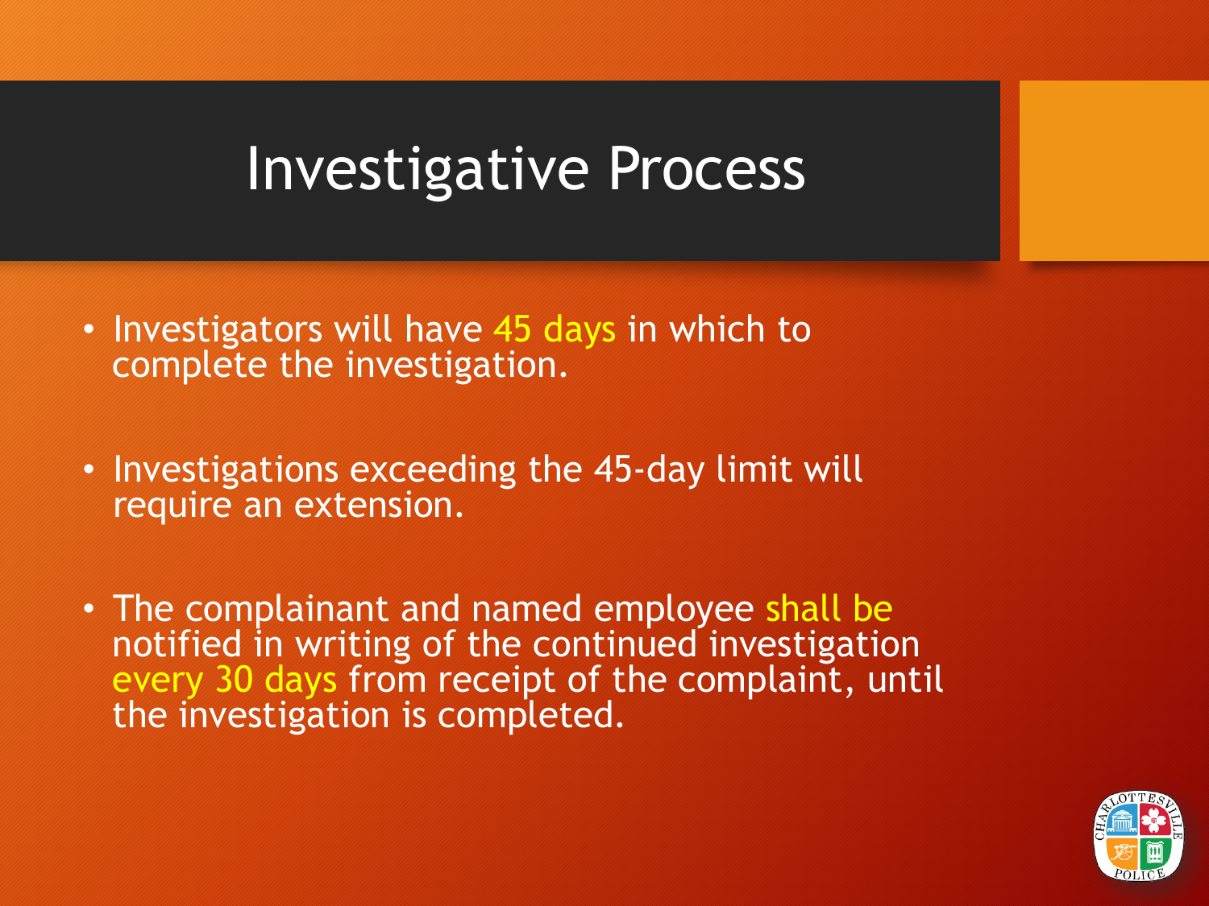# Investigative Process

- Investigators will have 45 days in which to complete the investigation.
- Investigations exceeding the 45-day limit will require an extension.
- The complainant and named employee shall be notified in writing of the continued investigation every 30 days from receipt of the complaint, until the investigation is completed.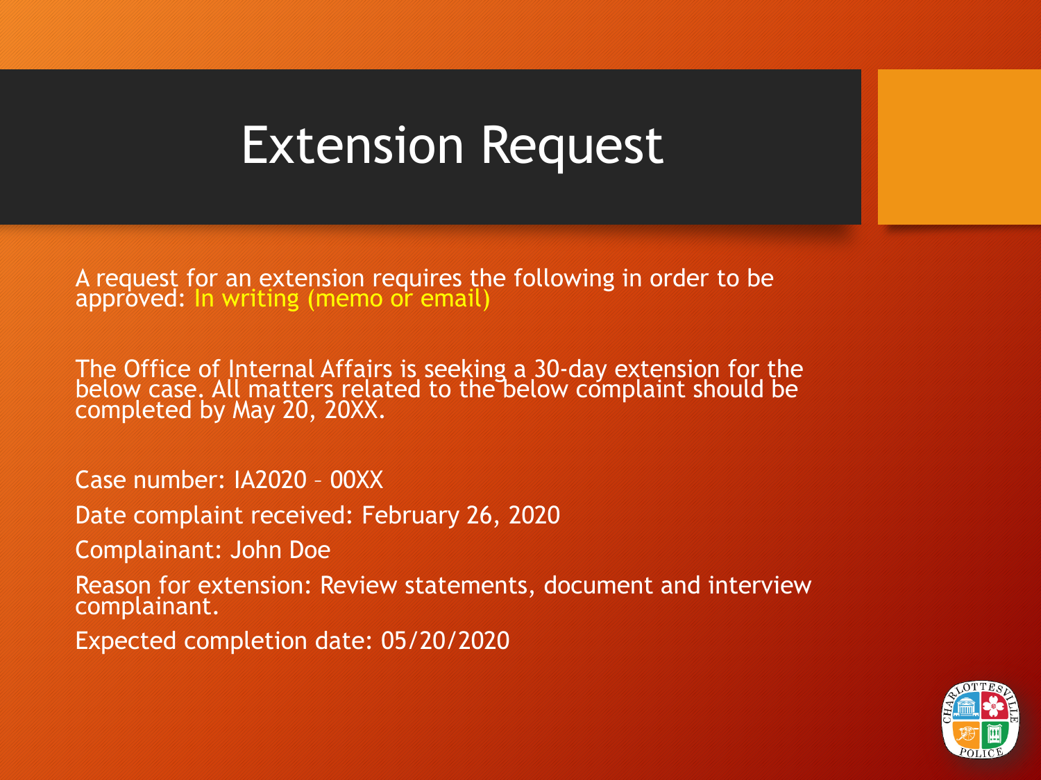# Extension Request

A request for an extension requires the following in order to be approved: In writing (memo or email)

The Office of Internal Affairs is seeking a 30-day extension for the below case. All matters related to the below complaint should be completed by May 20, 20XX.

Case number: IA2020 – 00XX

Date complaint received: February 26, 2020

Complainant: John Doe

Reason for extension: Review statements, document and interview complainant.

Expected completion date: 05/20/2020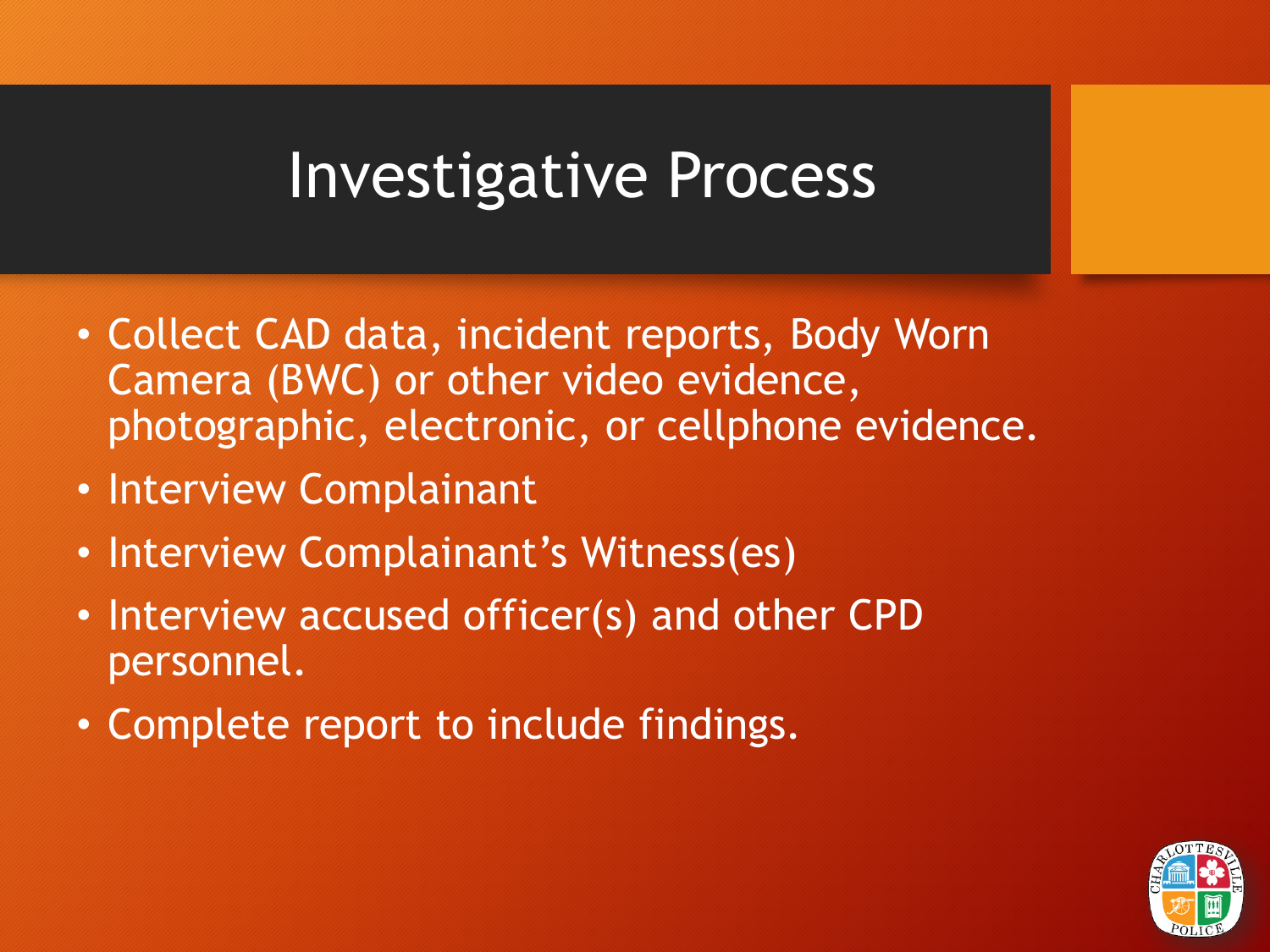# Investigative Process

- Collect CAD data, incident reports, Body Worn Camera (BWC) or other video evidence, photographic, electronic, or cellphone evidence.
- Interview Complainant
- Interview Complainant's Witness(es)
- Interview accused officer(s) and other CPD personnel.
- Complete report to include findings.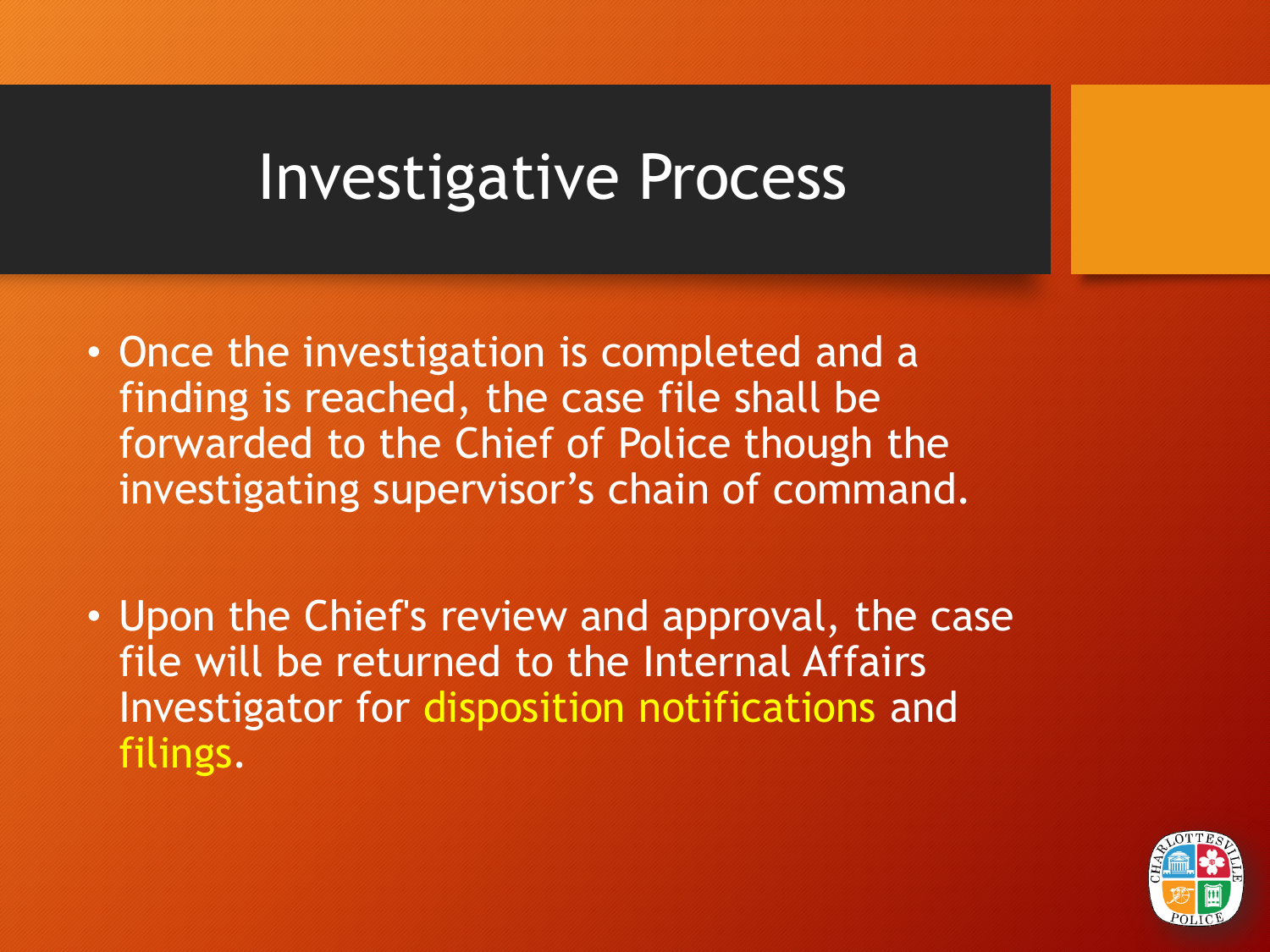# Investigative Process

- Once the investigation is completed and a finding is reached, the case file shall be forwarded to the Chief of Police though the investigating supervisor's chain of command.

- Upon the Chief's review and approval, the case file will be returned to the Internal Affairs Investigator for disposition notifications and filings.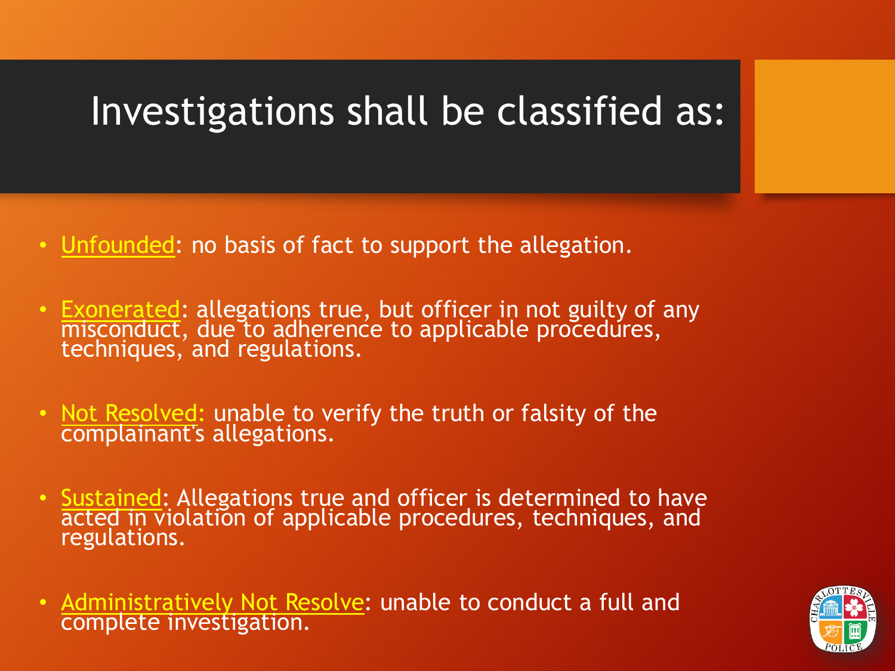# Investigations shall be classified as:

- Unfounded: no basis of fact to support the allegation.
- Exonerated: allegations true, but officer in not guilty of any misconduct, due to adherence to applicable procedures, techniques, and regulations.
- Not Resolved: unable to verify the truth or falsity of the complainant's allegations.
- Sustained: Allegations true and officer is determined to have acted in violation of applicable procedures, techniques, and regulations.
- Administratively Not Resolve: unable to conduct a full and complete investigation.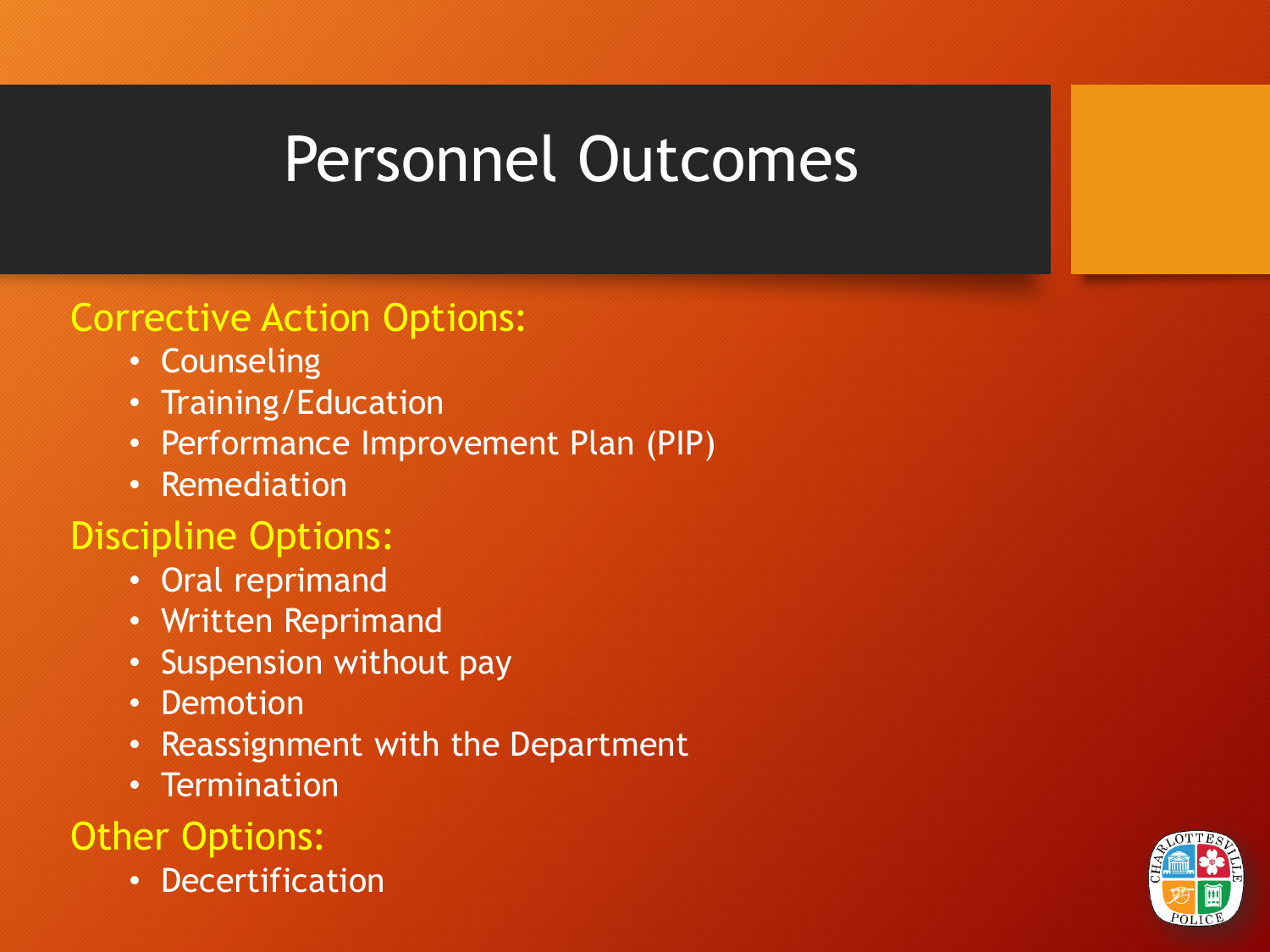# Personnel Outcomes

**Corrective Action Options:**

- Counseling
- Training/Education
- Performance Improvement Plan (PIP)
- Remediation

**Discipline Options:**

- Oral reprimand
- Written Reprimand
- Suspension without pay
- Demotion
- Reassignment with the Department
- Termination

**Other Options:**

- Decertification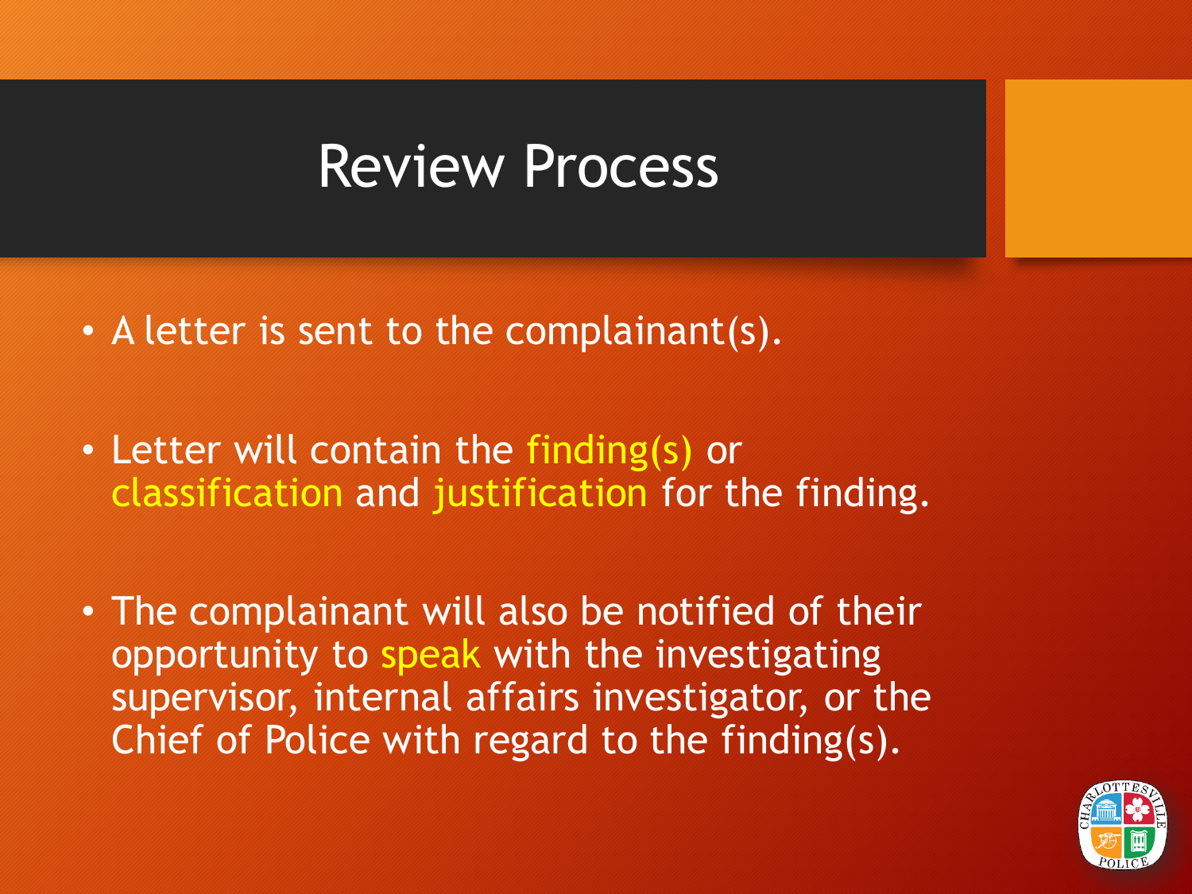# Review Process

- A letter is sent to the complainant(s).
- Letter will contain the finding(s) or classification and justification for the finding.
- The complainant will also be notified of their opportunity to speak with the investigating supervisor, internal affairs investigator, or the Chief of Police with regard to the finding(s).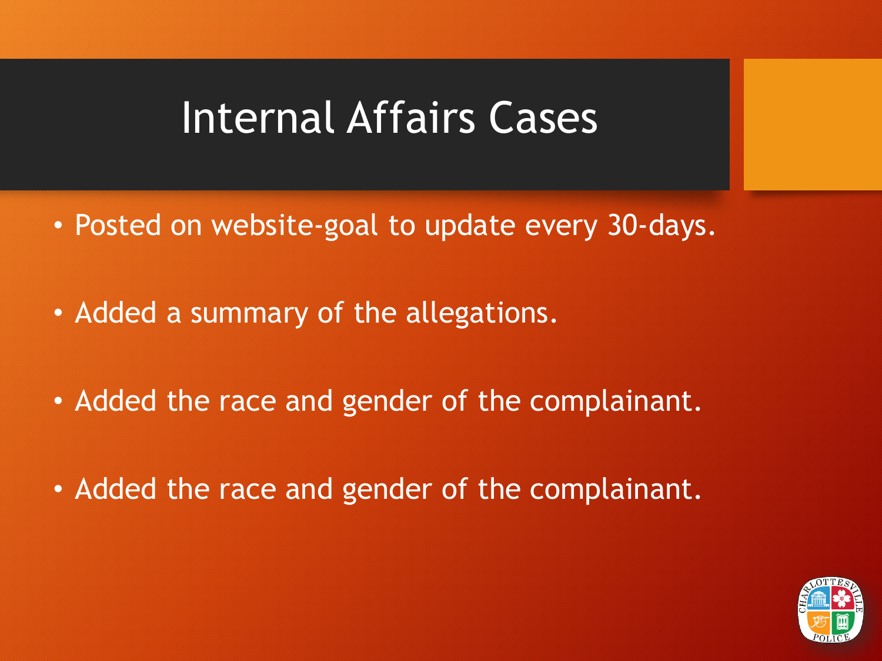# Internal Affairs Cases

- Posted on website-goal to update every 30-days.
- Added a summary of the allegations.
- Added the race and gender of the complainant.
- Added the race and gender of the complainant.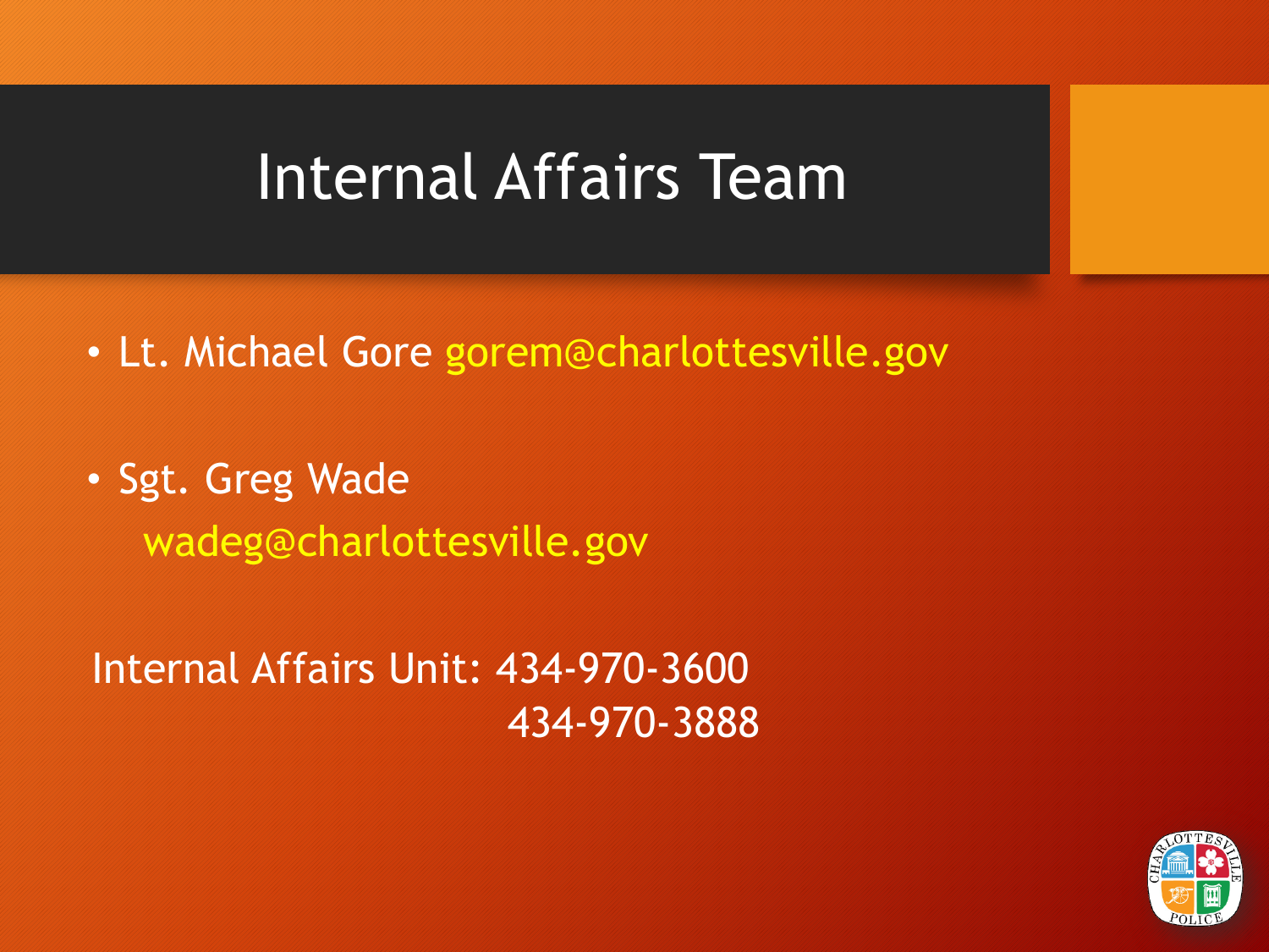# Internal Affairs Team

- Lt. Michael Gore gorem@charlottesville.gov
- Sgt. Greg Wade
  wadeg@charlottesville.gov

Internal Affairs Unit: 434-970-3600
434-970-3888